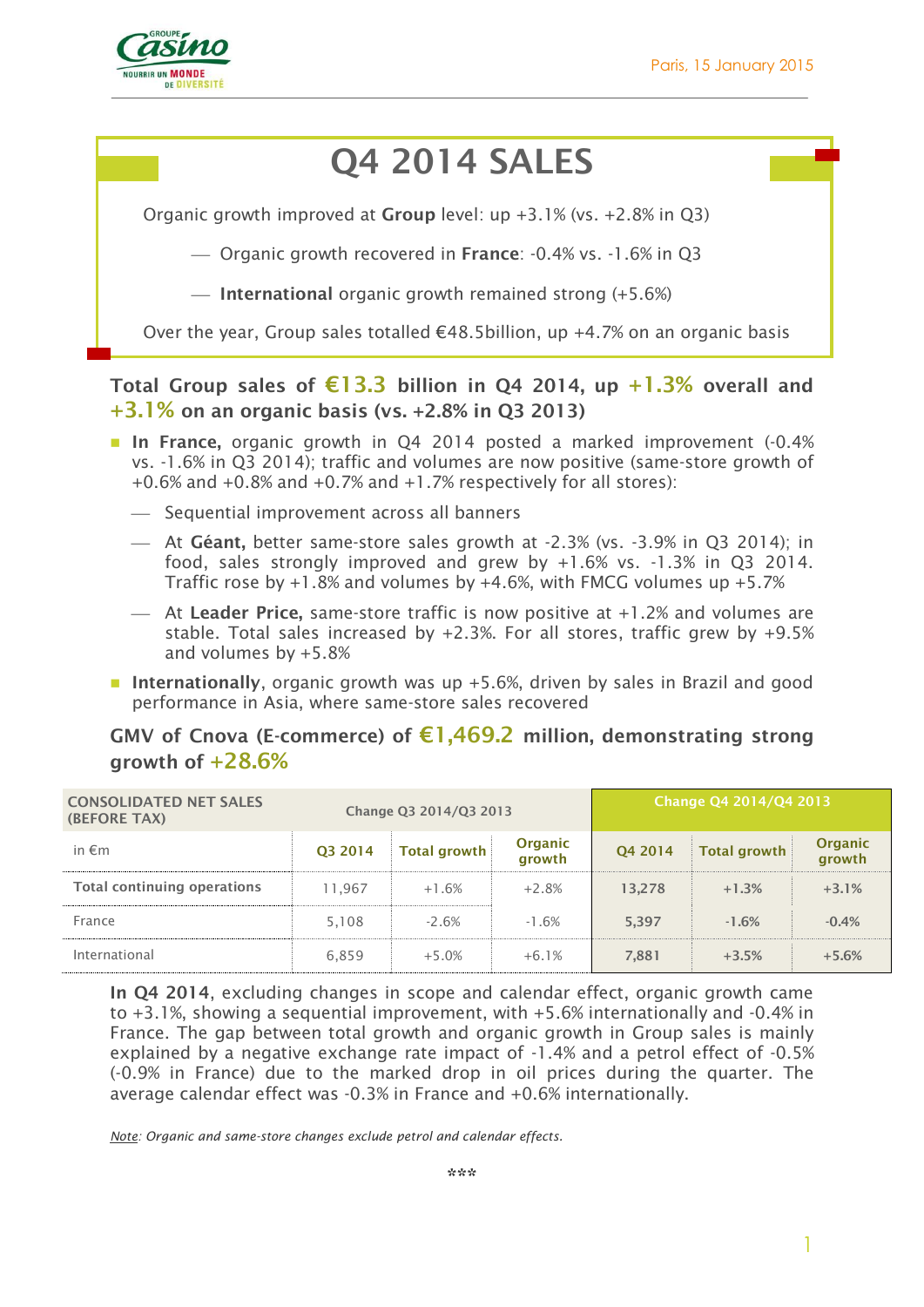Paris, 15 January 2015

# Q4 2014 SALES

Organic growth improved at **Group** level: up +3.1% (vs. +2.8% in Q3)

— Organic growth recovered in **France**: -0.4% vs. -1.6% in Q3

— **International** organic growth remained strong (+5.6%)

Over the year, Group sales totalled €48.5billion, up +4.7% on an organic basis

## Total Group sales of €13.3 billion in Q4 2014, up +1.3% overall and +3.1% on an organic basis (vs. +2.8% in Q3 2013)

- **In France,** organic growth in Q4 2014 posted a marked improvement (-0.4% vs. -1.6% in Q3 2014); traffic and volumes are now positive (same-store growth of +0.6% and +0.8% and +0.7% and +1.7% respectively for all stores):
  - Sequential improvement across all banners
  - At **Géant,** better same-store sales growth at -2.3% (vs. -3.9% in Q3 2014); in food, sales strongly improved and grew by +1.6% vs. -1.3% in Q3 2014. Traffic rose by +1.8% and volumes by +4.6%, with FMCG volumes up +5.7%
  - At **Leader Price,** same-store traffic is now positive at +1.2% and volumes are stable. Total sales increased by +2.3%. For all stores, traffic grew by +9.5% and volumes by +5.8%
- **Internationally**, organic growth was up +5.6%, driven by sales in Brazil and good performance in Asia, where same-store sales recovered

## GMV of Cnova (E-commerce) of €1,469.2 million, demonstrating strong growth of +28.6%

| CONSOLIDATED NET SALES (BEFORE TAX) | Change Q3 2014/Q3 2013 | | | Change Q4 2014/Q4 2013 | | |
|---|---|---|---|---|---|---|
| in €m | Q3 2014 | Total growth | Organic growth | Q4 2014 | Total growth | Organic growth |
| Total continuing operations | 11,967 | +1.6% | +2.8% | 13,278 | +1.3% | +3.1% |
| France | 5,108 | -2.6% | -1.6% | 5,397 | -1.6% | -0.4% |
| International | 6,859 | +5.0% | +6.1% | 7,881 | +3.5% | +5.6% |

**In Q4 2014**, excluding changes in scope and calendar effect, organic growth came to +3.1%, showing a sequential improvement, with +5.6% internationally and -0.4% in France. The gap between total growth and organic growth in Group sales is mainly explained by a negative exchange rate impact of -1.4% and a petrol effect of -0.5% (-0.9% in France) due to the marked drop in oil prices during the quarter. The average calendar effect was -0.3% in France and +0.6% internationally.

*Note: Organic and same-store changes exclude petrol and calendar effects.*

***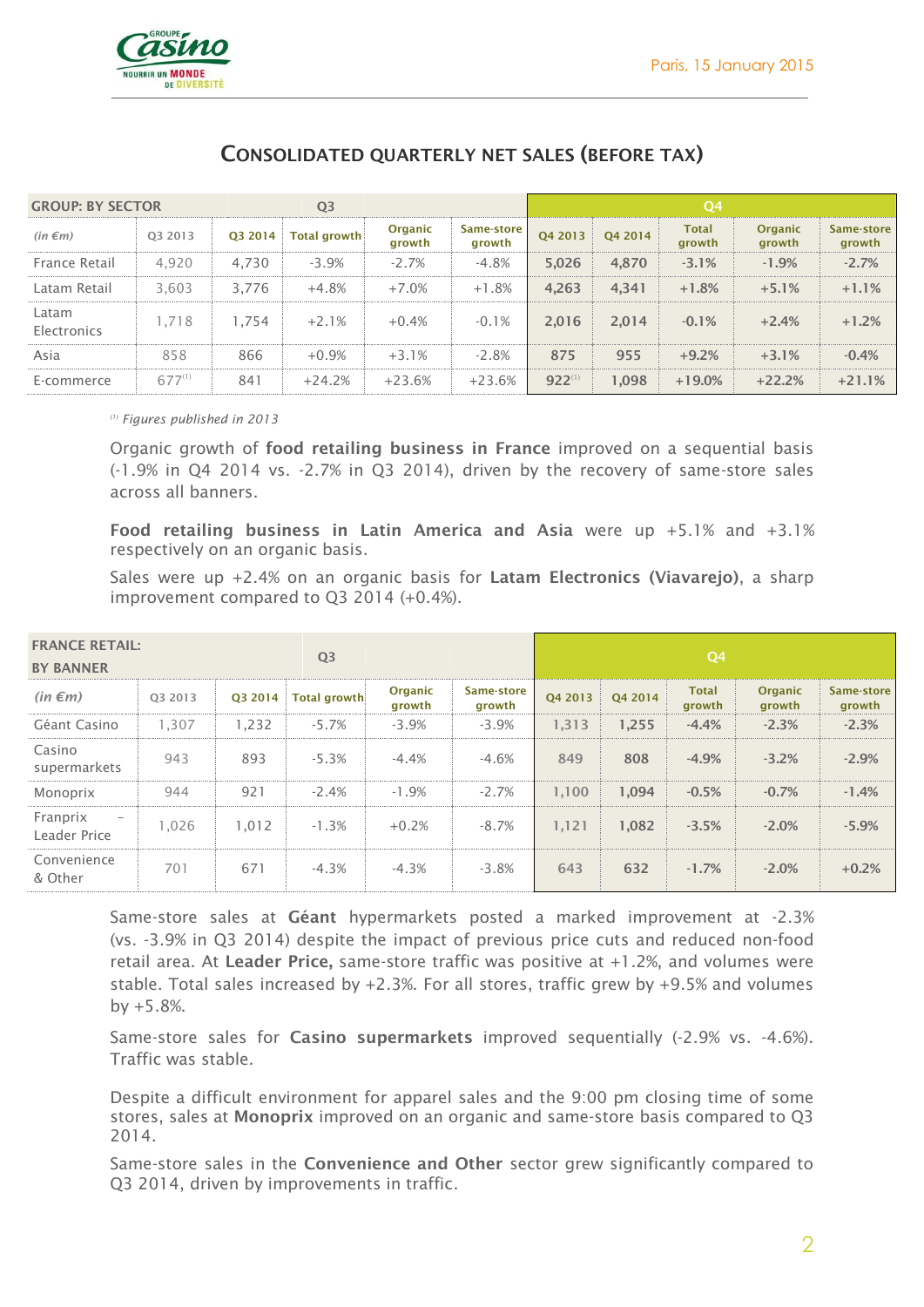## CONSOLIDATED QUARTERLY NET SALES (BEFORE TAX)

| GROUP: BY SECTOR | Q3 | | | | Q4 | | | | |
|---|---|---|---|---|---|---|---|---|---|
| *(in €m)* | Q3 2013 | Q3 2014 | Total growth | Organic growth | Same-store growth | Q4 2013 | Q4 2014 | Total growth | Organic growth | Same-store growth |
| France Retail | 4,920 | 4,730 | -3.9% | -2.7% | -4.8% | 5,026 | 4,870 | -3.1% | -1.9% | -2.7% |
| Latam Retail | 3,603 | 3,776 | +4.8% | +7.0% | +1.8% | 4,263 | 4,341 | +1.8% | +5.1% | +1.1% |
| Latam Electronics | 1,718 | 1,754 | +2.1% | +0.4% | -0.1% | 2,016 | 2,014 | -0.1% | +2.4% | +1.2% |
| Asia | 858 | 866 | +0.9% | +3.1% | -2.8% | 875 | 955 | +9.2% | +3.1% | -0.4% |
| E-commerce | 677[1] | 841 | +24.2% | +23.6% | +23.6% | 922[1] | 1,098 | +19.0% | +22.2% | +21.1% |

*[1] Figures published in 2013*

Organic growth of **food retailing business in France** improved on a sequential basis (-1.9% in Q4 2014 vs. -2.7% in Q3 2014), driven by the recovery of same-store sales across all banners.

**Food retailing business in Latin America and Asia** were up +5.1% and +3.1% respectively on an organic basis.

Sales were up +2.4% on an organic basis for **Latam Electronics (Viavarejo)**, a sharp improvement compared to Q3 2014 (+0.4%).

| FRANCE RETAIL: BY BANNER | Q3 | | | | | Q4 | | | | |
|---|---|---|---|---|---|---|---|---|---|---|
| *(in €m)* | Q3 2013 | Q3 2014 | Total growth | Organic growth | Same-store growth | Q4 2013 | Q4 2014 | Total growth | Organic growth | Same-store growth |
| Géant Casino | 1,307 | 1,232 | -5.7% | -3.9% | -3.9% | 1,313 | 1,255 | -4.4% | -2.3% | -2.3% |
| Casino supermarkets | 943 | 893 | -5.3% | -4.4% | -4.6% | 849 | 808 | -4.9% | -3.2% | -2.9% |
| Monoprix | 944 | 921 | -2.4% | -1.9% | -2.7% | 1,100 | 1,094 | -0.5% | -0.7% | -1.4% |
| Franprix – Leader Price | 1,026 | 1,012 | -1.3% | +0.2% | -8.7% | 1,121 | 1,082 | -3.5% | -2.0% | -5.9% |
| Convenience & Other | 701 | 671 | -4.3% | -4.3% | -3.8% | 643 | 632 | -1.7% | -2.0% | +0.2% |

Same-store sales at **Géant** hypermarkets posted a marked improvement at -2.3% (vs. -3.9% in Q3 2014) despite the impact of previous price cuts and reduced non-food retail area. At **Leader Price,** same-store traffic was positive at +1.2%, and volumes were stable. Total sales increased by +2.3%. For all stores, traffic grew by +9.5% and volumes by +5.8%.

Same-store sales for **Casino supermarkets** improved sequentially (-2.9% vs. -4.6%). Traffic was stable.

Despite a difficult environment for apparel sales and the 9:00 pm closing time of some stores, sales at **Monoprix** improved on an organic and same-store basis compared to Q3 2014.

Same-store sales in the **Convenience and Other** sector grew significantly compared to Q3 2014, driven by improvements in traffic.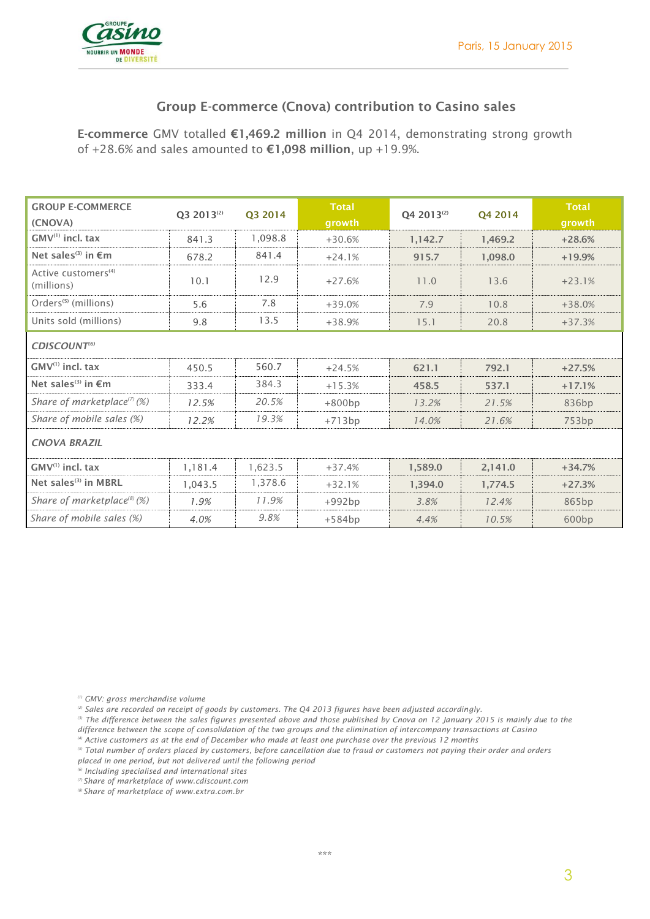## Group E-commerce (Cnova) contribution to Casino sales

**E-commerce** GMV totalled **€1,469.2 million** in Q4 2014, demonstrating strong growth of +28.6% and sales amounted to **€1,098 million**, up +19.9%.

| GROUP E-COMMERCE (CNOVA) | Q3 2013[2] | Q3 2014 | Total growth | Q4 2013[2] | Q4 2014 | Total growth |
|---|---|---|---|---|---|---|
| **GMV[1] incl. tax** | 841.3 | 1,098.8 | +30.6% | **1,142.7** | **1,469.2** | **+28.6%** |
| **Net sales[3] in €m** | 678.2 | 841.4 | +24.1% | **915.7** | **1,098.0** | **+19.9%** |
| Active customers[4] (millions) | 10.1 | 12.9 | +27.6% | 11.0 | 13.6 | +23.1% |
| Orders[5] (millions) | 5.6 | 7.8 | +39.0% | 7.9 | 10.8 | +38.0% |
| Units sold (millions) | 9.8 | 13.5 | +38.9% | 15.1 | 20.8 | +37.3% |
| ***CDISCOUNT[6]*** | | | | | | |
| **GMV[1] incl. tax** | 450.5 | 560.7 | +24.5% | **621.1** | **792.1** | **+27.5%** |
| **Net sales[3] in €m** | 333.4 | 384.3 | +15.3% | **458.5** | **537.1** | **+17.1%** |
| *Share of marketplace[7] (%)* | *12.5%* | *20.5%* | +800bp | *13.2%* | *21.5%* | 836bp |
| *Share of mobile sales (%)* | *12.2%* | *19.3%* | +713bp | *14.0%* | *21.6%* | 753bp |
| ***CNOVA BRAZIL*** | | | | | | |
| **GMV[1] incl. tax** | 1,181.4 | 1,623.5 | +37.4% | **1,589.0** | **2,141.0** | **+34.7%** |
| **Net sales[3] in MBRL** | 1,043.5 | 1,378.6 | +32.1% | **1,394.0** | **1,774.5** | **+27.3%** |
| *Share of marketplace[8] (%)* | *1.9%* | *11.9%* | +992bp | *3.8%* | *12.4%* | 865bp |
| *Share of mobile sales (%)* | *4.0%* | *9.8%* | +584bp | *4.4%* | *10.5%* | 600bp |

*[1] GMV: gross merchandise volume*
*[2] Sales are recorded on receipt of goods by customers. The Q4 2013 figures have been adjusted accordingly.*
*[3] The difference between the sales figures presented above and those published by Cnova on 12 January 2015 is mainly due to the difference between the scope of consolidation of the two groups and the elimination of intercompany transactions at Casino*
*[4] Active customers as at the end of December who made at least one purchase over the previous 12 months*
*[5] Total number of orders placed by customers, before cancellation due to fraud or customers not paying their order and orders placed in one period, but not delivered until the following period*
*[6] Including specialised and international sites*
*[7] Share of marketplace of www.cdiscount.com*
*[8] Share of marketplace of www.extra.com.br*

\*\*\*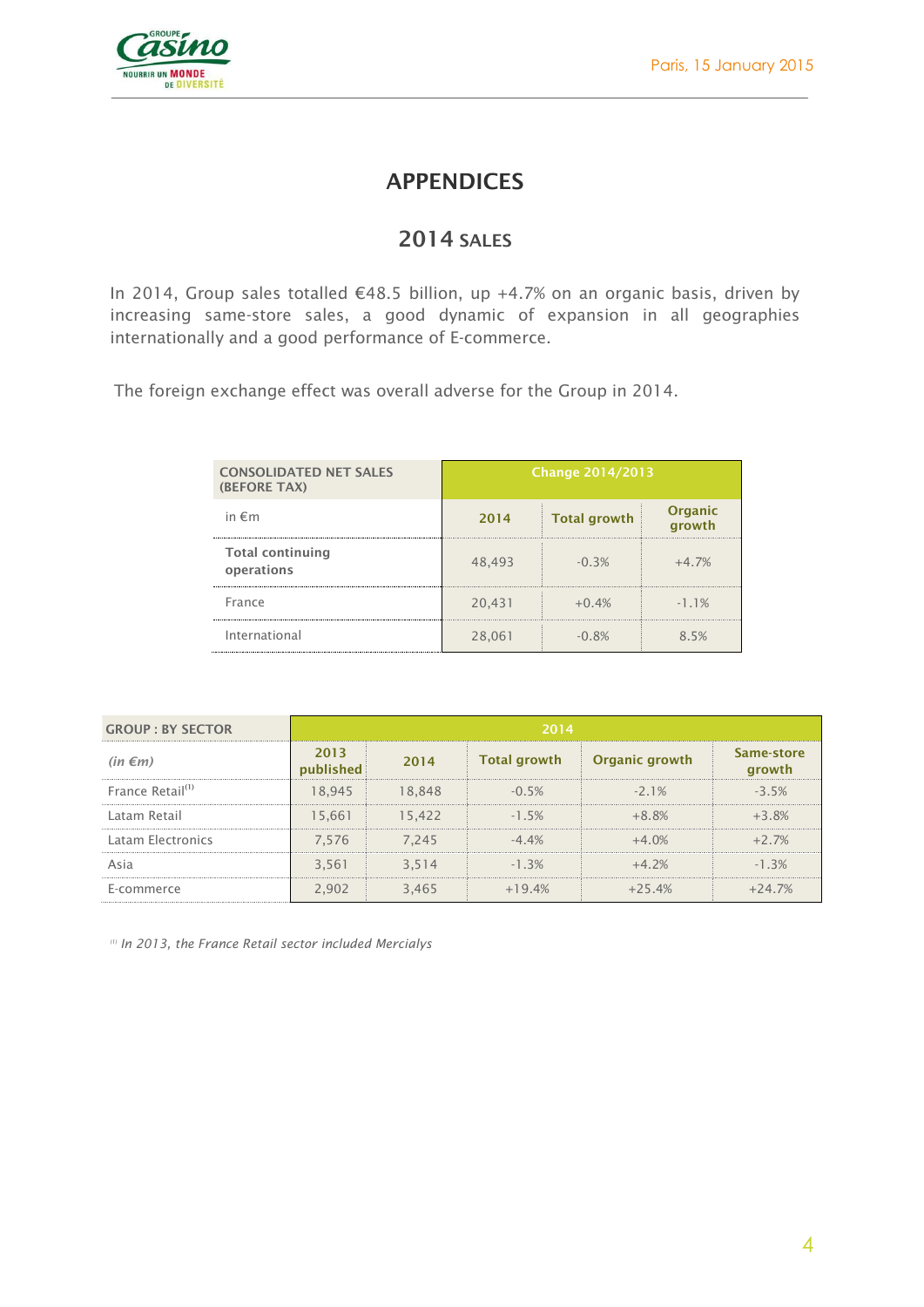# APPENDICES

## 2014 SALES

In 2014, Group sales totalled €48.5 billion, up +4.7% on an organic basis, driven by increasing same-store sales, a good dynamic of expansion in all geographies internationally and a good performance of E-commerce.

The foreign exchange effect was overall adverse for the Group in 2014.

| CONSOLIDATED NET SALES (BEFORE TAX) | Change 2014/2013 | | |
|---|---|---|---|
| in €m | 2014 | Total growth | Organic growth |
| **Total continuing operations** | 48,493 | -0.3% | +4.7% |
| France | 20,431 | +0.4% | -1.1% |
| International | 28,061 | -0.8% | 8.5% |

| GROUP : BY SECTOR | 2014 | | | | |
|---|---|---|---|---|---|
| *(in €m)* | 2013 published | 2014 | Total growth | Organic growth | Same-store growth |
| France Retail[1] | 18,945 | 18,848 | -0.5% | -2.1% | -3.5% |
| Latam Retail | 15,661 | 15,422 | -1.5% | +8.8% | +3.8% |
| Latam Electronics | 7,576 | 7,245 | -4.4% | +4.0% | +2.7% |
| Asia | 3,561 | 3,514 | -1.3% | +4.2% | -1.3% |
| E-commerce | 2,902 | 3,465 | +19.4% | +25.4% | +24.7% |

[1] *In 2013, the France Retail sector included Mercialys*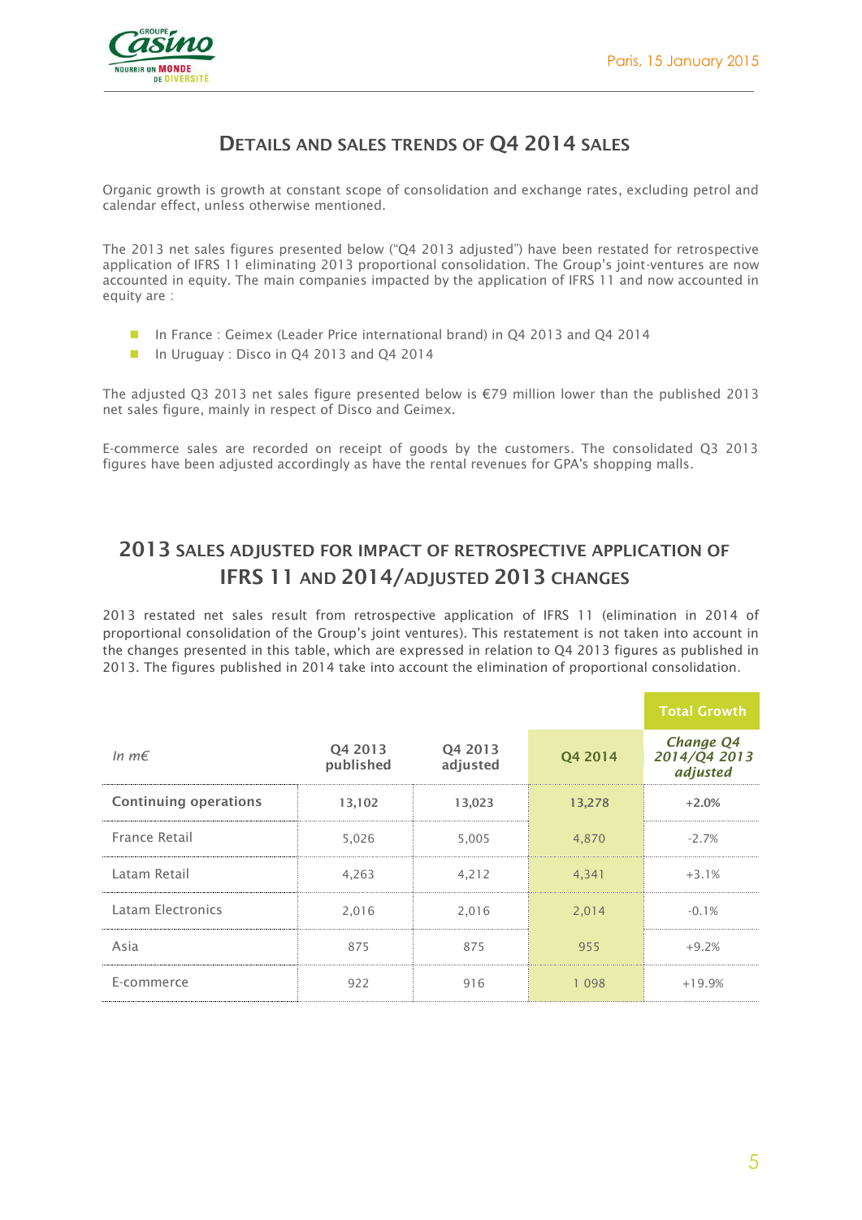## DETAILS AND SALES TRENDS OF Q4 2014 SALES

Organic growth is growth at constant scope of consolidation and exchange rates, excluding petrol and calendar effect, unless otherwise mentioned.

The 2013 net sales figures presented below ("Q4 2013 adjusted") have been restated for retrospective application of IFRS 11 eliminating 2013 proportional consolidation. The Group's joint-ventures are now accounted in equity. The main companies impacted by the application of IFRS 11 and now accounted in equity are :

- In France : Geimex (Leader Price international brand) in Q4 2013 and Q4 2014
- In Uruguay : Disco in Q4 2013 and Q4 2014

The adjusted Q3 2013 net sales figure presented below is €79 million lower than the published 2013 net sales figure, mainly in respect of Disco and Geimex.

E-commerce sales are recorded on receipt of goods by the customers. The consolidated Q3 2013 figures have been adjusted accordingly as have the rental revenues for GPA's shopping malls.

## 2013 SALES ADJUSTED FOR IMPACT OF RETROSPECTIVE APPLICATION OF IFRS 11 AND 2014/ADJUSTED 2013 CHANGES

2013 restated net sales result from retrospective application of IFRS 11 (elimination in 2014 of proportional consolidation of the Group's joint ventures). This restatement is not taken into account in the changes presented in this table, which are expressed in relation to Q4 2013 figures as published in 2013. The figures published in 2014 take into account the elimination of proportional consolidation.

| | | | | **Total Growth** |
|---|---|---|---|---|
| *In m€* | Q4 2013 published | Q4 2013 adjusted | Q4 2014 | *Change Q4 2014/Q4 2013 adjusted* |
| **Continuing operations** | **13,102** | **13,023** | **13,278** | **+2.0%** |
| France Retail | 5,026 | 5,005 | 4,870 | -2.7% |
| Latam Retail | 4,263 | 4,212 | 4,341 | +3.1% |
| Latam Electronics | 2,016 | 2,016 | 2,014 | -0.1% |
| Asia | 875 | 875 | 955 | +9.2% |
| E-commerce | 922 | 916 | 1 098 | +19.9% |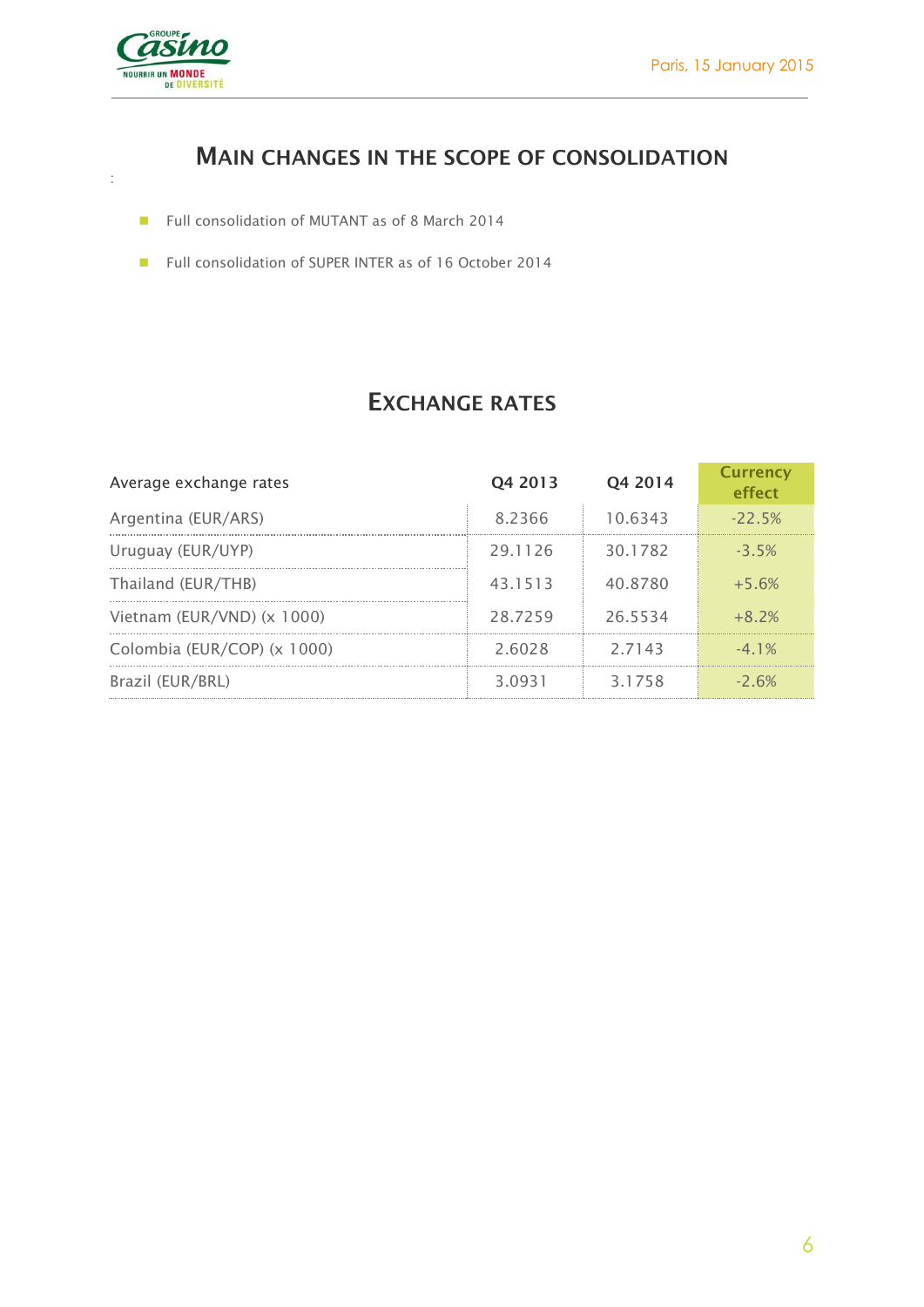## MAIN CHANGES IN THE SCOPE OF CONSOLIDATION

:

- Full consolidation of MUTANT as of 8 March 2014
- Full consolidation of SUPER INTER as of 16 October 2014

## EXCHANGE RATES

| Average exchange rates | Q4 2013 | Q4 2014 | Currency effect |
|---|---|---|---|
| Argentina (EUR/ARS) | 8.2366 | 10.6343 | -22.5% |
| Uruguay (EUR/UYP) | 29.1126 | 30.1782 | -3.5% |
| Thailand (EUR/THB) | 43.1513 | 40.8780 | +5.6% |
| Vietnam (EUR/VND) (x 1000) | 28.7259 | 26.5534 | +8.2% |
| Colombia (EUR/COP) (x 1000) | 2.6028 | 2.7143 | -4.1% |
| Brazil (EUR/BRL) | 3.0931 | 3.1758 | -2.6% |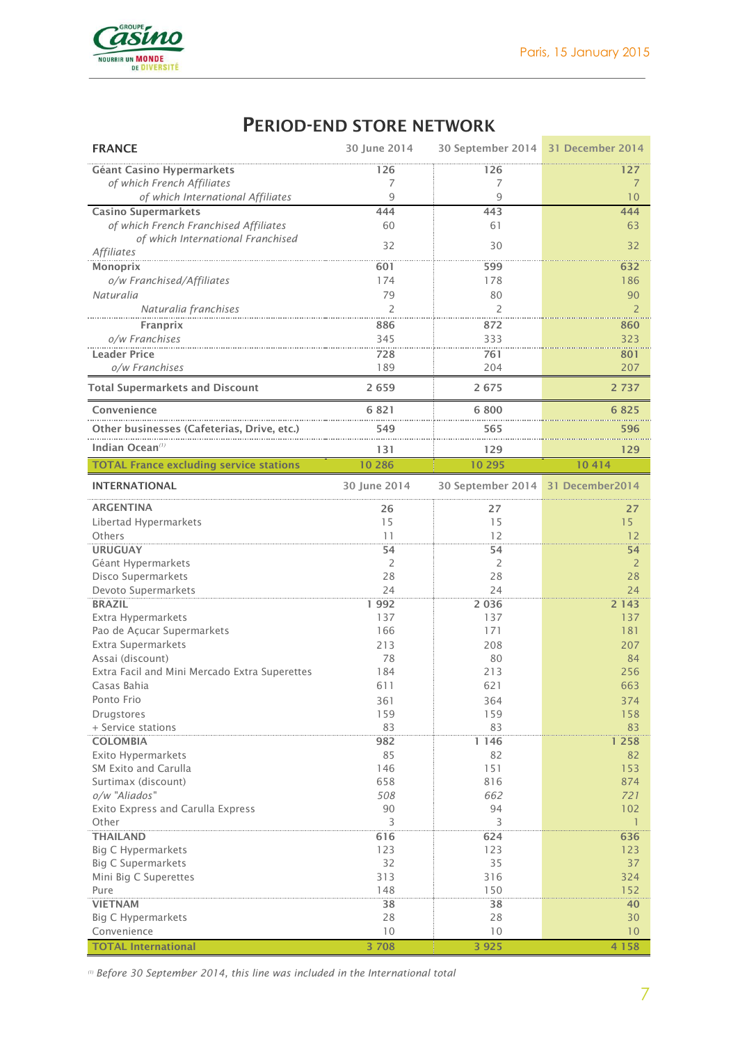## PERIOD-END STORE NETWORK

| FRANCE | 30 June 2014 | 30 September 2014 | 31 December 2014 |
|---|---|---|---|
| **Géant Casino Hypermarkets** | 126 | 126 | 127 |
| *of which French Affiliates* | 7 | 7 | 7 |
| *of which International Affiliates* | 9 | 9 | 10 |
| **Casino Supermarkets** | 444 | 443 | 444 |
| *of which French Franchised Affiliates* | 60 | 61 | 63 |
| *of which International Franchised Affiliates* | 32 | 30 | 32 |
| **Monoprix** | 601 | 599 | 632 |
| *o/w Franchised/Affiliates* | 174 | 178 | 186 |
| *Naturalia* | 79 | 80 | 90 |
| *Naturalia franchises* | 2 | 2 | 2 |
| **Franprix** | 886 | 872 | 860 |
| *o/w Franchises* | 345 | 333 | 323 |
| **Leader Price** | 728 | 761 | 801 |
| *o/w Franchises* | 189 | 204 | 207 |
| **Total Supermarkets and Discount** | 2 659 | 2 675 | 2 737 |
| **Convenience** | 6 821 | 6 800 | 6 825 |
| **Other businesses (Cafeterias, Drive, etc.)** | 549 | 565 | 596 |
| **Indian Ocean**[1] | 131 | 129 | 129 |
| **TOTAL France excluding service stations** | 10 286 | 10 295 | 10 414 |

| INTERNATIONAL | 30 June 2014 | 30 September 2014 | 31 December2014 |
|---|---|---|---|
| **ARGENTINA** | 26 | 27 | 27 |
| Libertad Hypermarkets | 15 | 15 | 15 |
| Others | 11 | 12 | 12 |
| **URUGUAY** | 54 | 54 | 54 |
| Géant Hypermarkets | 2 | 2 | 2 |
| Disco Supermarkets | 28 | 28 | 28 |
| Devoto Supermarkets | 24 | 24 | 24 |
| **BRAZIL** | 1 992 | 2 036 | 2 143 |
| Extra Hypermarkets | 137 | 137 | 137 |
| Pao de Açucar Supermarkets | 166 | 171 | 181 |
| Extra Supermarkets | 213 | 208 | 207 |
| Assai (discount) | 78 | 80 | 84 |
| Extra Facil and Mini Mercado Extra Superettes | 184 | 213 | 256 |
| Casas Bahia | 611 | 621 | 663 |
| Ponto Frio | 361 | 364 | 374 |
| Drugstores | 159 | 159 | 158 |
| + Service stations | 83 | 83 | 83 |
| **COLOMBIA** | 982 | 1 146 | 1 258 |
| Exito Hypermarkets | 85 | 82 | 82 |
| SM Exito and Carulla | 146 | 151 | 153 |
| Surtimax (discount) | 658 | 816 | 874 |
| *o/w "Aliados"* | *508* | *662* | *721* |
| Exito Express and Carulla Express | 90 | 94 | 102 |
| Other | 3 | 3 | 1 |
| **THAILAND** | 616 | 624 | 636 |
| Big C Hypermarkets | 123 | 123 | 123 |
| Big C Supermarkets | 32 | 35 | 37 |
| Mini Big C Superettes | 313 | 316 | 324 |
| Pure | 148 | 150 | 152 |
| **VIETNAM** | 38 | 38 | 40 |
| Big C Hypermarkets | 28 | 28 | 30 |
| Convenience | 10 | 10 | 10 |
| **TOTAL International** | 3 708 | 3 925 | 4 158 |

[1] *Before 30 September 2014, this line was included in the International total*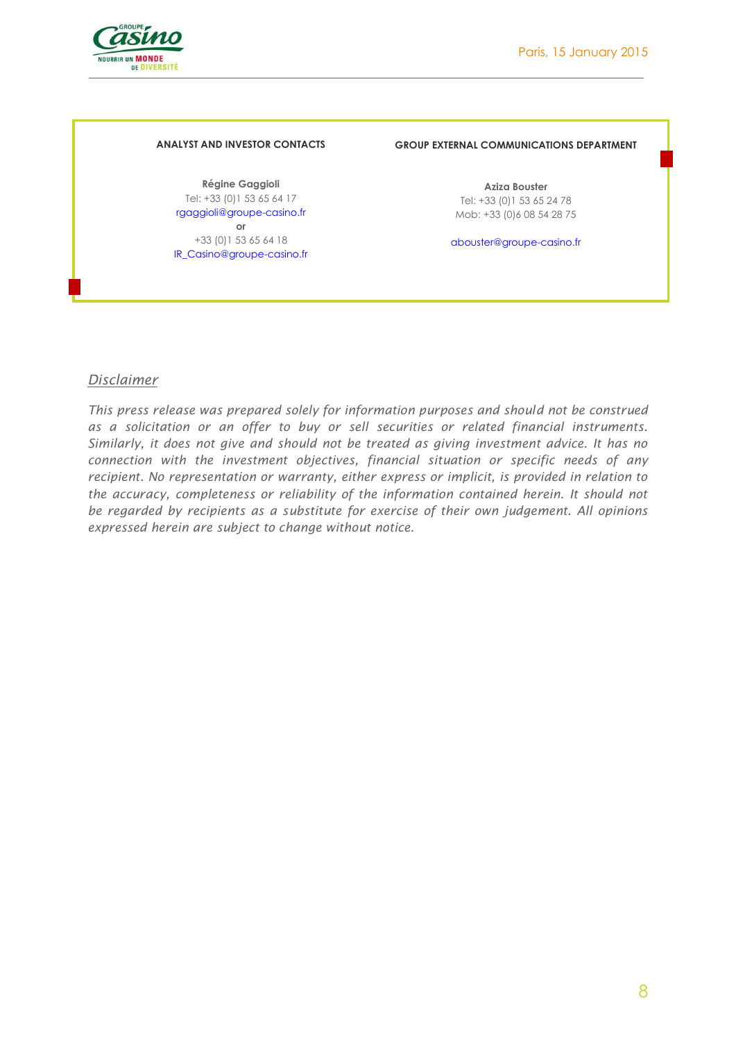Paris, 15 January 2015

| ANALYST AND INVESTOR CONTACTS | GROUP EXTERNAL COMMUNICATIONS DEPARTMENT |
| --- | --- |
| **Régine Gaggioli**<br>Tel: +33 (0)1 53 65 64 17<br>rgaggioli@groupe-casino.fr<br>**or**<br>+33 (0)1 53 65 64 18<br>IR_Casino@groupe-casino.fr | **Aziza Bouster**<br>Tel: +33 (0)1 53 65 24 78<br>Mob: +33 (0)6 08 54 28 75<br><br>abouster@groupe-casino.fr |

## *Disclaimer*

*This press release was prepared solely for information purposes and should not be construed as a solicitation or an offer to buy or sell securities or related financial instruments. Similarly, it does not give and should not be treated as giving investment advice. It has no connection with the investment objectives, financial situation or specific needs of any recipient. No representation or warranty, either express or implicit, is provided in relation to the accuracy, completeness or reliability of the information contained herein. It should not be regarded by recipients as a substitute for exercise of their own judgement. All opinions expressed herein are subject to change without notice.*